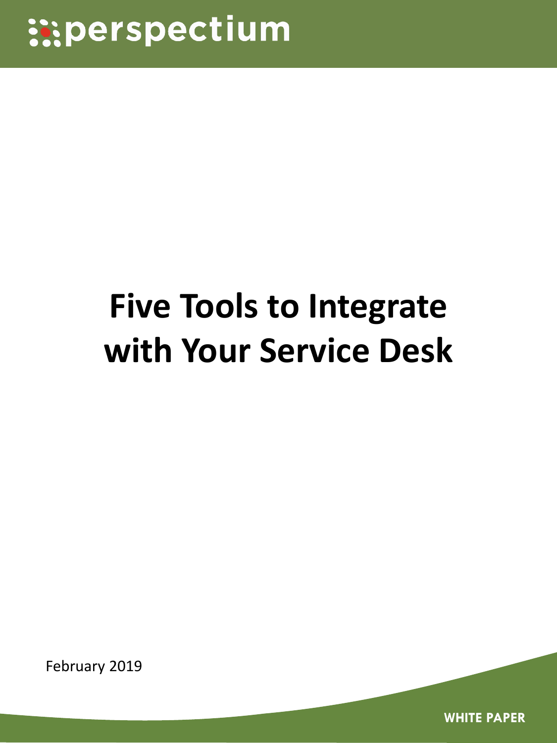perspectium

# Five Tools to Integrate with Your Service Desk

February 2019

WHITE PAPER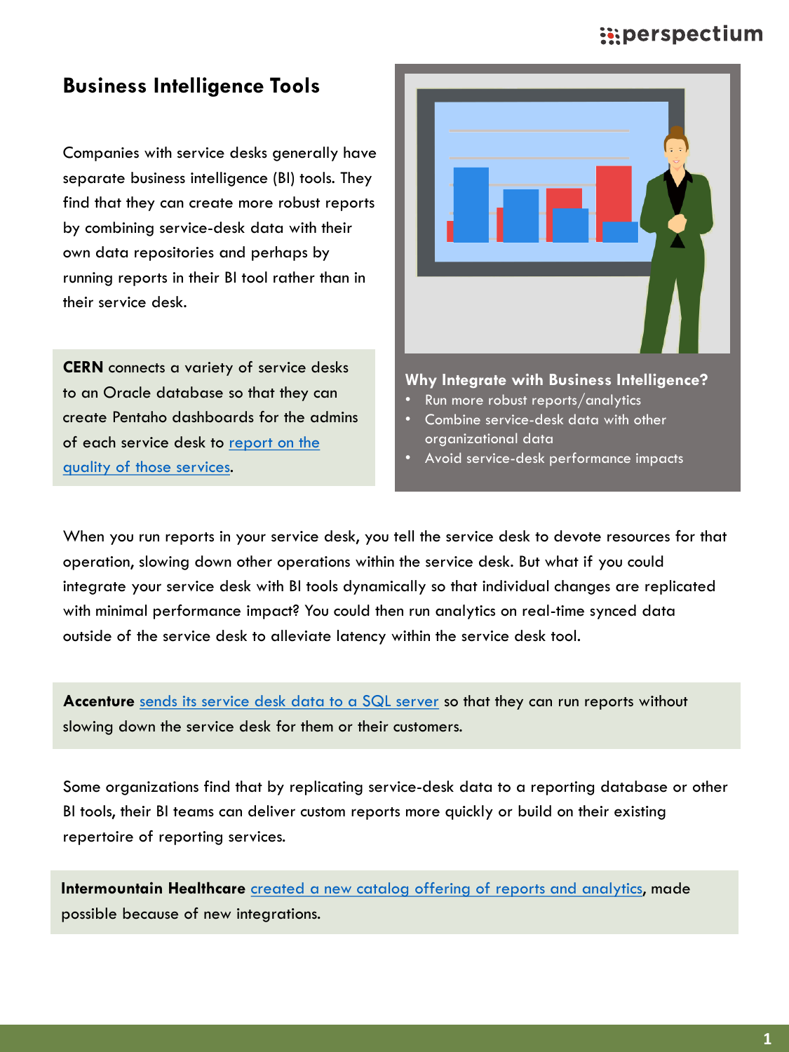## Business Intelligence Tools

Companies with service desks generally have separate business intelligence (BI) tools. They find that they can create more robust reports by combining service-desk data with their own data repositories and perhaps by running reports in their BI tool rather than in their service desk.

**CERN** connects a variety of service desks to an Oracle database so that they can create Pentaho dashboards for the admins of each service desk to report on the quality of those services.

**Why Integrate with Business Intelligence?**

- Run more robust reports/analytics
- Combine service-desk data with other organizational data
- Avoid service-desk performance impacts

When you run reports in your service desk, you tell the service desk to devote resources for that operation, slowing down other operations within the service desk. But what if you could integrate your service desk with BI tools dynamically so that individual changes are replicated with minimal performance impact? You could then run analytics on real-time synced data outside of the service desk to alleviate latency within the service desk tool.

**Accenture** sends its service desk data to a SQL server so that they can run reports without slowing down the service desk for them or their customers.

Some organizations find that by replicating service-desk data to a reporting database or other BI tools, their BI teams can deliver custom reports more quickly or build on their existing repertoire of reporting services.

**Intermountain Healthcare** created a new catalog offering of reports and analytics, made possible because of new integrations.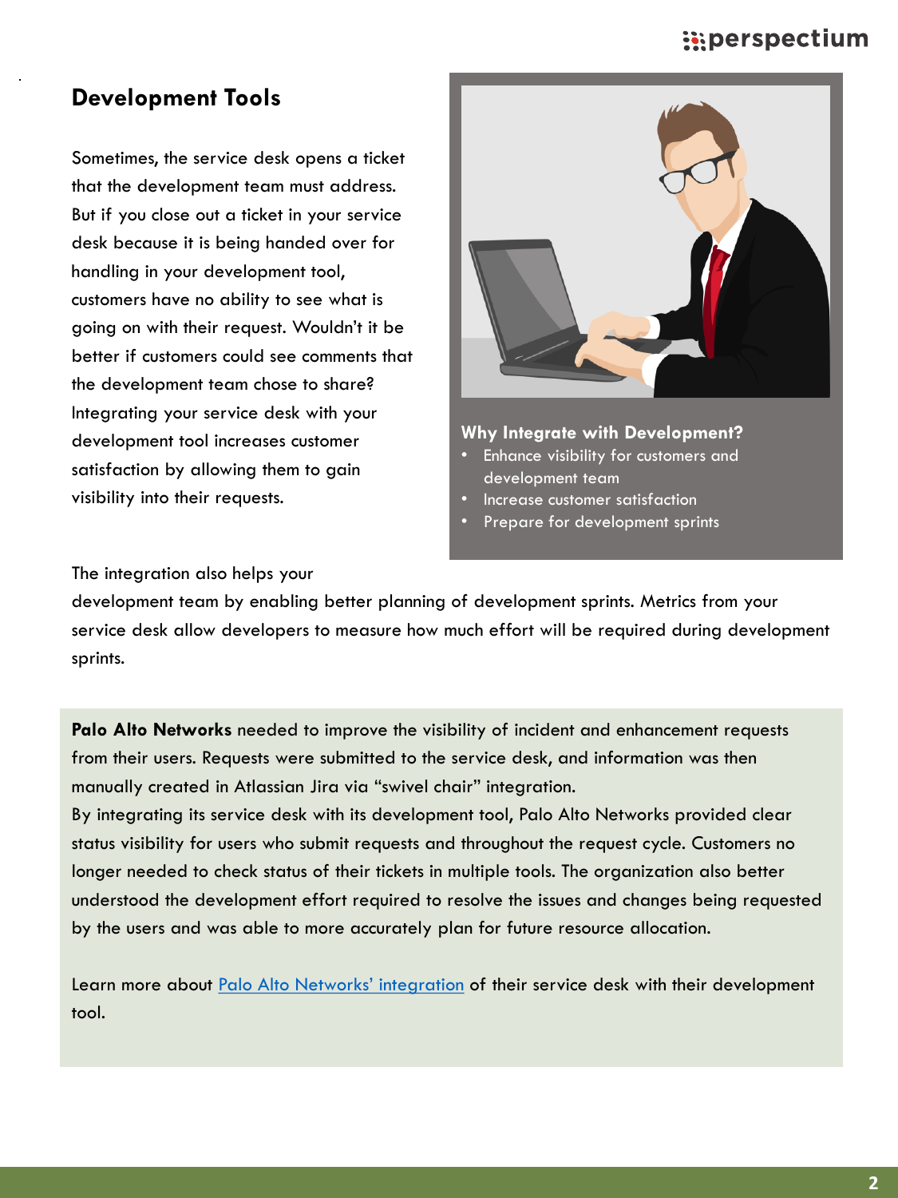## Development Tools

Sometimes, the service desk opens a ticket that the development team must address. But if you close out a ticket in your service desk because it is being handed over for handling in your development tool, customers have no ability to see what is going on with their request. Wouldn't it be better if customers could see comments that the development team chose to share? Integrating your service desk with your development tool increases customer satisfaction by allowing them to gain visibility into their requests.

**Why Integrate with Development?**

- Enhance visibility for customers and development team
- Increase customer satisfaction
- Prepare for development sprints

The integration also helps your development team by enabling better planning of development sprints. Metrics from your service desk allow developers to measure how much effort will be required during development sprints.

**Palo Alto Networks** needed to improve the visibility of incident and enhancement requests from their users. Requests were submitted to the service desk, and information was then manually created in Atlassian Jira via "swivel chair" integration.
By integrating its service desk with its development tool, Palo Alto Networks provided clear status visibility for users who submit requests and throughout the request cycle. Customers no longer needed to check status of their tickets in multiple tools. The organization also better understood the development effort required to resolve the issues and changes being requested by the users and was able to more accurately plan for future resource allocation.

Learn more about Palo Alto Networks' integration of their service desk with their development tool.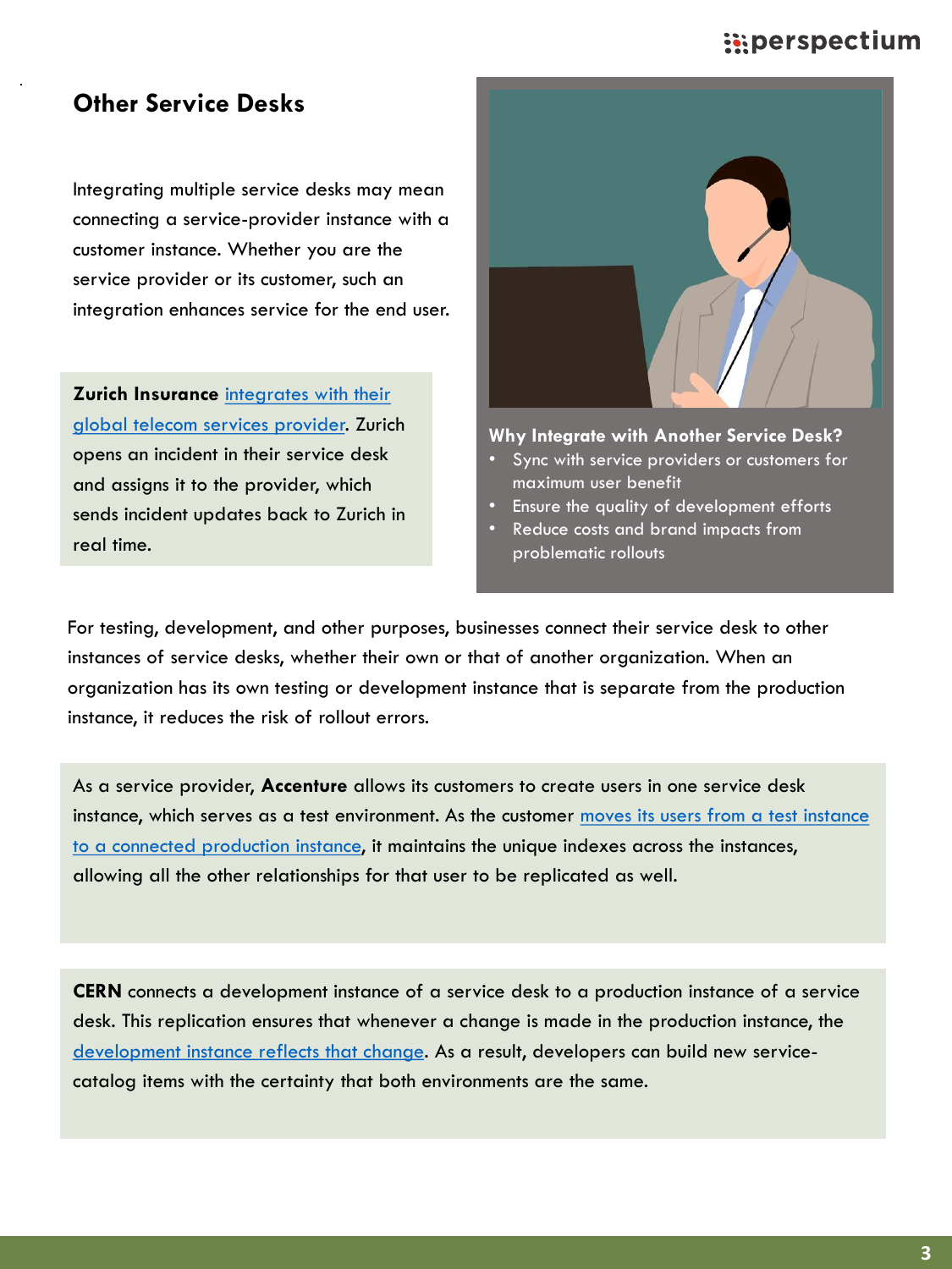## Other Service Desks

Integrating multiple service desks may mean connecting a service-provider instance with a customer instance. Whether you are the service provider or its customer, such an integration enhances service for the end user.

**Zurich Insurance** integrates with their global telecom services provider. Zurich opens an incident in their service desk and assigns it to the provider, which sends incident updates back to Zurich in real time.

**Why Integrate with Another Service Desk?**

- Sync with service providers or customers for maximum user benefit
- Ensure the quality of development efforts
- Reduce costs and brand impacts from problematic rollouts

For testing, development, and other purposes, businesses connect their service desk to other instances of service desks, whether their own or that of another organization. When an organization has its own testing or development instance that is separate from the production instance, it reduces the risk of rollout errors.

As a service provider, **Accenture** allows its customers to create users in one service desk instance, which serves as a test environment. As the customer moves its users from a test instance to a connected production instance, it maintains the unique indexes across the instances, allowing all the other relationships for that user to be replicated as well.

**CERN** connects a development instance of a service desk to a production instance of a service desk. This replication ensures that whenever a change is made in the production instance, the development instance reflects that change. As a result, developers can build new service-catalog items with the certainty that both environments are the same.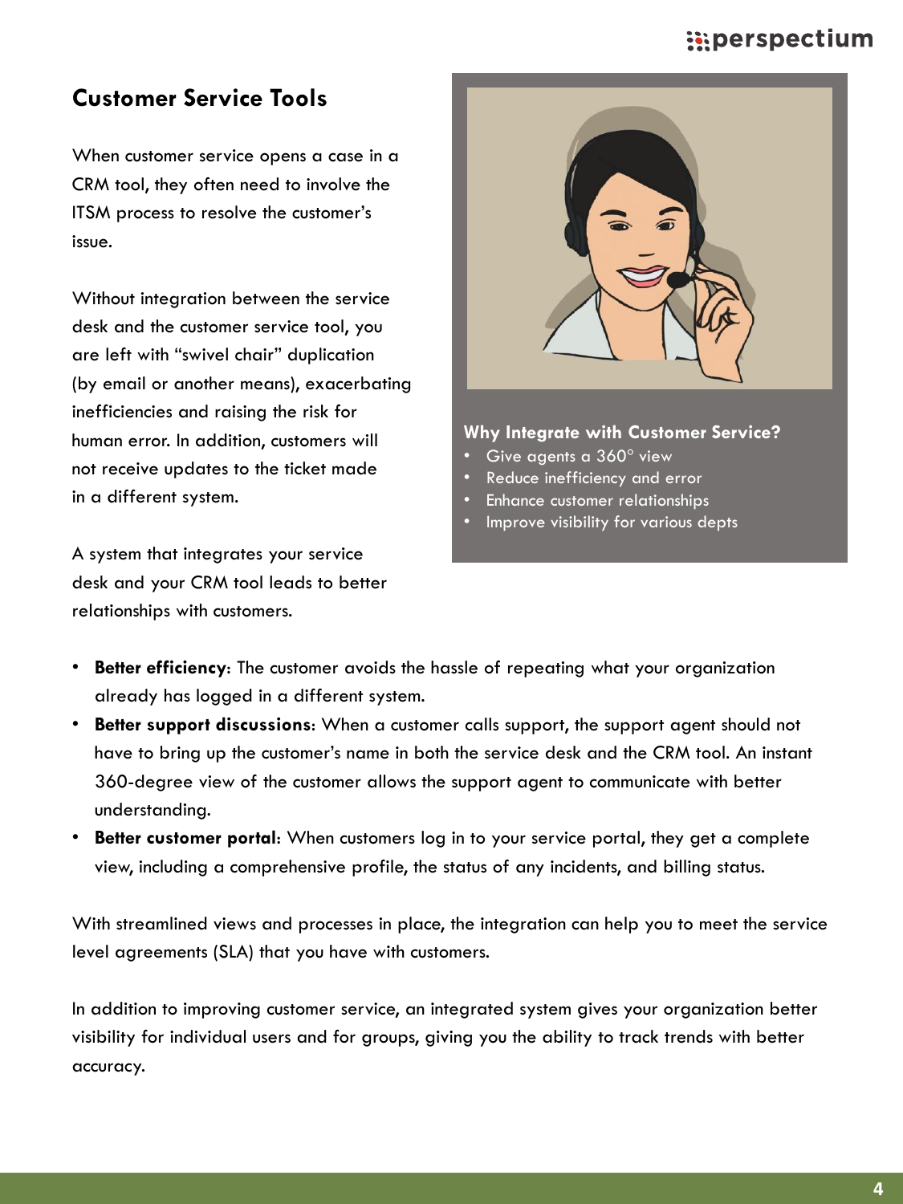## Customer Service Tools

When customer service opens a case in a CRM tool, they often need to involve the ITSM process to resolve the customer's issue.

Without integration between the service desk and the customer service tool, you are left with "swivel chair" duplication (by email or another means), exacerbating inefficiencies and raising the risk for human error. In addition, customers will not receive updates to the ticket made in a different system.

A system that integrates your service desk and your CRM tool leads to better relationships with customers.

**Why Integrate with Customer Service?**

- Give agents a 360° view
- Reduce inefficiency and error
- Enhance customer relationships
- Improve visibility for various depts

- **Better efficiency**: The customer avoids the hassle of repeating what your organization already has logged in a different system.
- **Better support discussions**: When a customer calls support, the support agent should not have to bring up the customer's name in both the service desk and the CRM tool. An instant 360-degree view of the customer allows the support agent to communicate with better understanding.
- **Better customer portal**: When customers log in to your service portal, they get a complete view, including a comprehensive profile, the status of any incidents, and billing status.

With streamlined views and processes in place, the integration can help you to meet the service level agreements (SLA) that you have with customers.

In addition to improving customer service, an integrated system gives your organization better visibility for individual users and for groups, giving you the ability to track trends with better accuracy.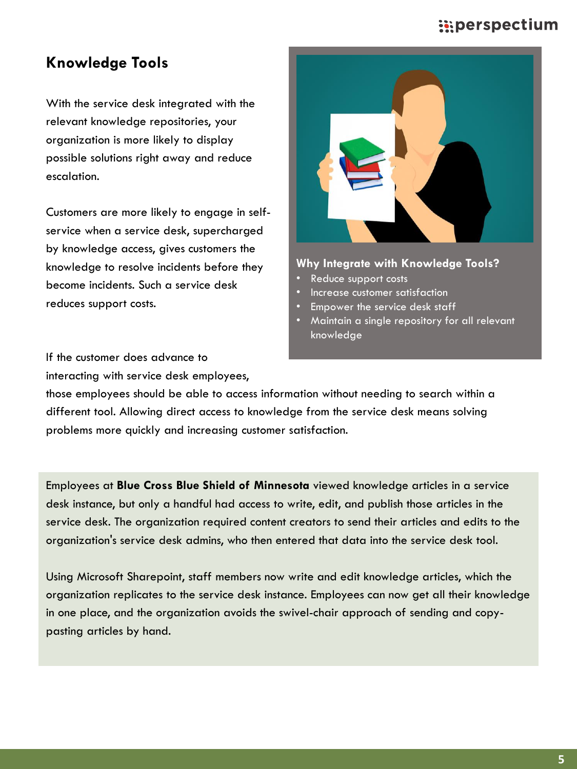## Knowledge Tools

With the service desk integrated with the relevant knowledge repositories, your organization is more likely to display possible solutions right away and reduce escalation.

Customers are more likely to engage in self-service when a service desk, supercharged by knowledge access, gives customers the knowledge to resolve incidents before they become incidents. Such a service desk reduces support costs.

If the customer does advance to interacting with service desk employees, those employees should be able to access information without needing to search within a different tool. Allowing direct access to knowledge from the service desk means solving problems more quickly and increasing customer satisfaction.

**Why Integrate with Knowledge Tools?**

- Reduce support costs
- Increase customer satisfaction
- Empower the service desk staff
- Maintain a single repository for all relevant knowledge

Employees at **Blue Cross Blue Shield of Minnesota** viewed knowledge articles in a service desk instance, but only a handful had access to write, edit, and publish those articles in the service desk. The organization required content creators to send their articles and edits to the organization's service desk admins, who then entered that data into the service desk tool.

Using Microsoft Sharepoint, staff members now write and edit knowledge articles, which the organization replicates to the service desk instance. Employees can now get all their knowledge in one place, and the organization avoids the swivel-chair approach of sending and copy-pasting articles by hand.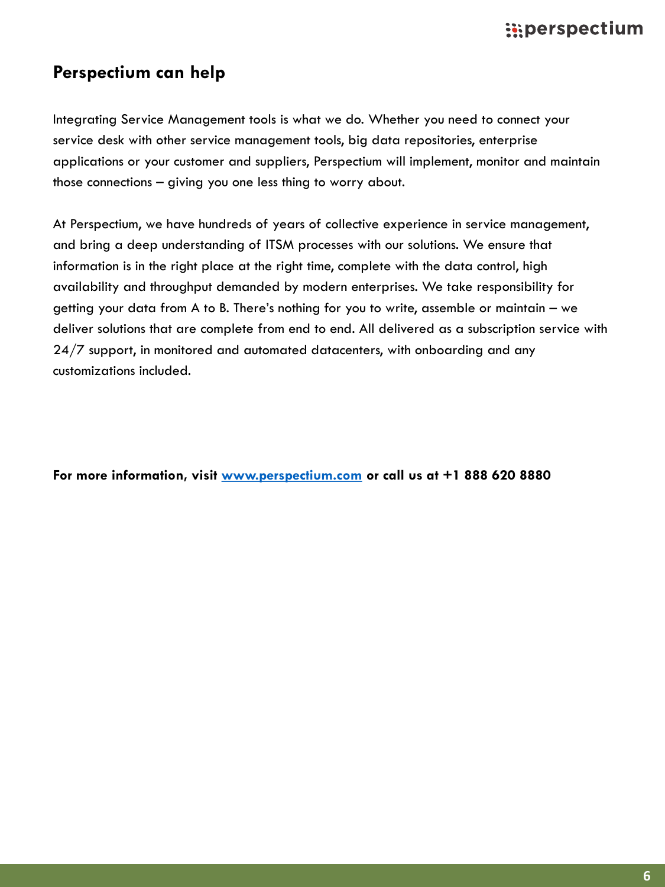## Perspectium can help

Integrating Service Management tools is what we do. Whether you need to connect your service desk with other service management tools, big data repositories, enterprise applications or your customer and suppliers, Perspectium will implement, monitor and maintain those connections – giving you one less thing to worry about.

At Perspectium, we have hundreds of years of collective experience in service management, and bring a deep understanding of ITSM processes with our solutions. We ensure that information is in the right place at the right time, complete with the data control, high availability and throughput demanded by modern enterprises. We take responsibility for getting your data from A to B. There's nothing for you to write, assemble or maintain – we deliver solutions that are complete from end to end. All delivered as a subscription service with 24/7 support, in monitored and automated datacenters, with onboarding and any customizations included.

**For more information, visit [www.perspectium.com](http://www.perspectium.com) or call us at +1 888 620 8880**